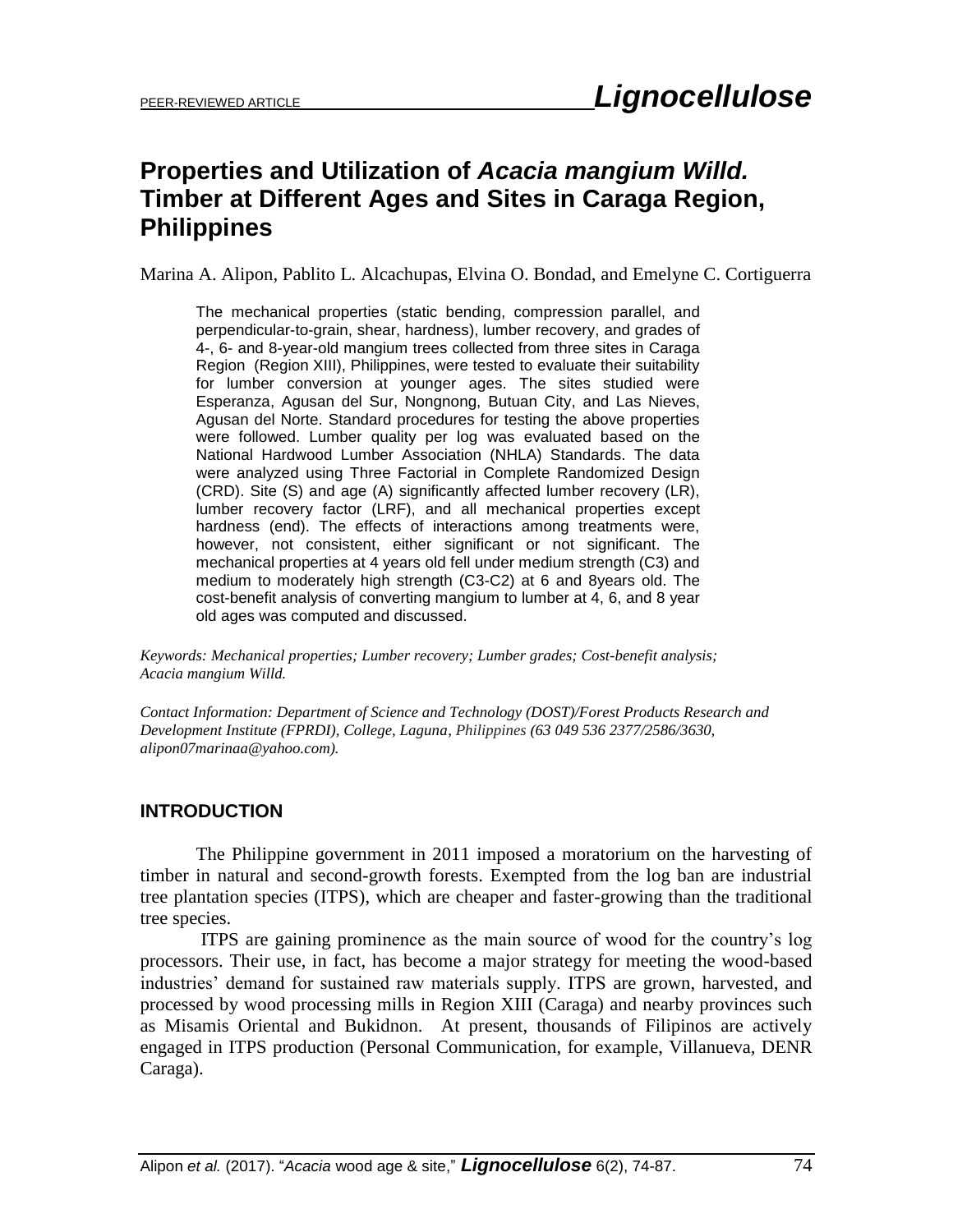PEER-REVIEWED ARTICLE

# Properties and Utilization of *Acacia mangium Willd.* Timber at Different Ages and Sites in Caraga Region, Philippines

Marina A. Alipon, Pablito L. Alcachupas, Elvina O. Bondad, and Emelyne C. Cortiguerra

The mechanical properties (static bending, compression parallel, and perpendicular-to-grain, shear, hardness), lumber recovery, and grades of 4-, 6- and 8-year-old mangium trees collected from three sites in Caraga Region (Region XIII), Philippines, were tested to evaluate their suitability for lumber conversion at younger ages. The sites studied were Esperanza, Agusan del Sur, Nongnong, Butuan City, and Las Nieves, Agusan del Norte. Standard procedures for testing the above properties were followed. Lumber quality per log was evaluated based on the National Hardwood Lumber Association (NHLA) Standards. The data were analyzed using Three Factorial in Complete Randomized Design (CRD). Site (S) and age (A) significantly affected lumber recovery (LR), lumber recovery factor (LRF), and all mechanical properties except hardness (end). The effects of interactions among treatments were, however, not consistent, either significant or not significant. The mechanical properties at 4 years old fell under medium strength (C3) and medium to moderately high strength (C3-C2) at 6 and 8years old. The cost-benefit analysis of converting mangium to lumber at 4, 6, and 8 year old ages was computed and discussed.

*Keywords: Mechanical properties; Lumber recovery; Lumber grades; Cost-benefit analysis; Acacia mangium Willd.*

*Contact Information: Department of Science and Technology (DOST)/Forest Products Research and Development Institute (FPRDI), College, Laguna, Philippines (63 049 536 2377/2586/3630, alipon07marinaa@yahoo.com).*

## INTRODUCTION

The Philippine government in 2011 imposed a moratorium on the harvesting of timber in natural and second-growth forests. Exempted from the log ban are industrial tree plantation species (ITPS), which are cheaper and faster-growing than the traditional tree species.

ITPS are gaining prominence as the main source of wood for the country's log processors. Their use, in fact, has become a major strategy for meeting the wood-based industries' demand for sustained raw materials supply. ITPS are grown, harvested, and processed by wood processing mills in Region XIII (Caraga) and nearby provinces such as Misamis Oriental and Bukidnon. At present, thousands of Filipinos are actively engaged in ITPS production (Personal Communication, for example, Villanueva, DENR Caraga).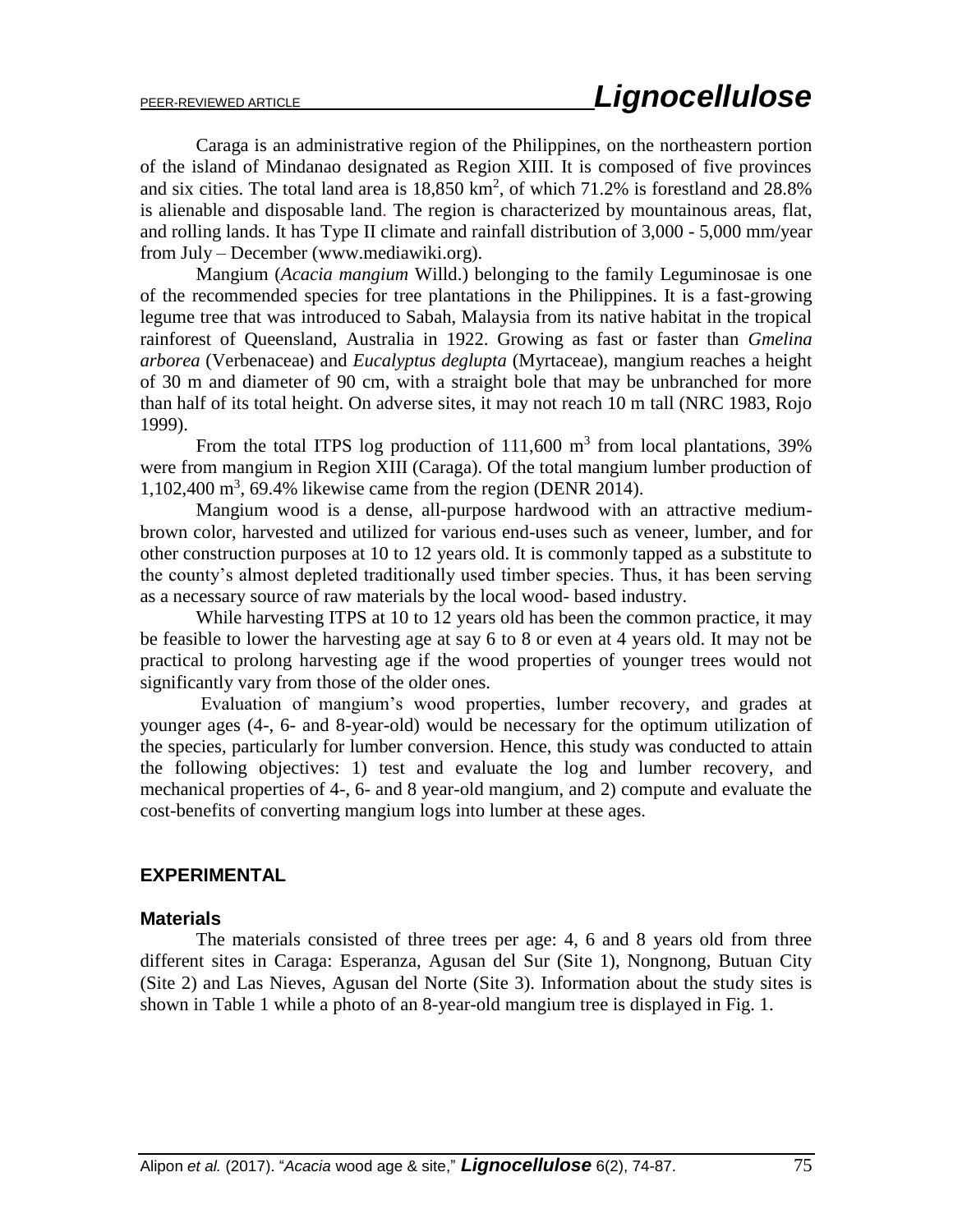Caraga is an administrative region of the Philippines, on the northeastern portion of the island of Mindanao designated as Region XIII. It is composed of five provinces and six cities. The total land area is 18,850 km$^2$, of which 71.2% is forestland and 28.8% is alienable and disposable land. The region is characterized by mountainous areas, flat, and rolling lands. It has Type II climate and rainfall distribution of 3,000 - 5,000 mm/year from July – December (www.mediawiki.org).

Mangium (*Acacia mangium* Willd.) belonging to the family Leguminosae is one of the recommended species for tree plantations in the Philippines. It is a fast-growing legume tree that was introduced to Sabah, Malaysia from its native habitat in the tropical rainforest of Queensland, Australia in 1922. Growing as fast or faster than *Gmelina arborea* (Verbenaceae) and *Eucalyptus deglupta* (Myrtaceae), mangium reaches a height of 30 m and diameter of 90 cm, with a straight bole that may be unbranched for more than half of its total height. On adverse sites, it may not reach 10 m tall (NRC 1983, Rojo 1999).

From the total ITPS log production of 111,600 m$^3$ from local plantations, 39% were from mangium in Region XIII (Caraga). Of the total mangium lumber production of 1,102,400 m$^3$, 69.4% likewise came from the region (DENR 2014).

Mangium wood is a dense, all-purpose hardwood with an attractive medium-brown color, harvested and utilized for various end-uses such as veneer, lumber, and for other construction purposes at 10 to 12 years old. It is commonly tapped as a substitute to the county's almost depleted traditionally used timber species. Thus, it has been serving as a necessary source of raw materials by the local wood- based industry.

While harvesting ITPS at 10 to 12 years old has been the common practice, it may be feasible to lower the harvesting age at say 6 to 8 or even at 4 years old. It may not be practical to prolong harvesting age if the wood properties of younger trees would not significantly vary from those of the older ones.

Evaluation of mangium's wood properties, lumber recovery, and grades at younger ages (4-, 6- and 8-year-old) would be necessary for the optimum utilization of the species, particularly for lumber conversion. Hence, this study was conducted to attain the following objectives: 1) test and evaluate the log and lumber recovery, and mechanical properties of 4-, 6- and 8 year-old mangium, and 2) compute and evaluate the cost-benefits of converting mangium logs into lumber at these ages.

## EXPERIMENTAL

### Materials

The materials consisted of three trees per age: 4, 6 and 8 years old from three different sites in Caraga: Esperanza, Agusan del Sur (Site 1), Nongnong, Butuan City (Site 2) and Las Nieves, Agusan del Norte (Site 3). Information about the study sites is shown in Table 1 while a photo of an 8-year-old mangium tree is displayed in Fig. 1.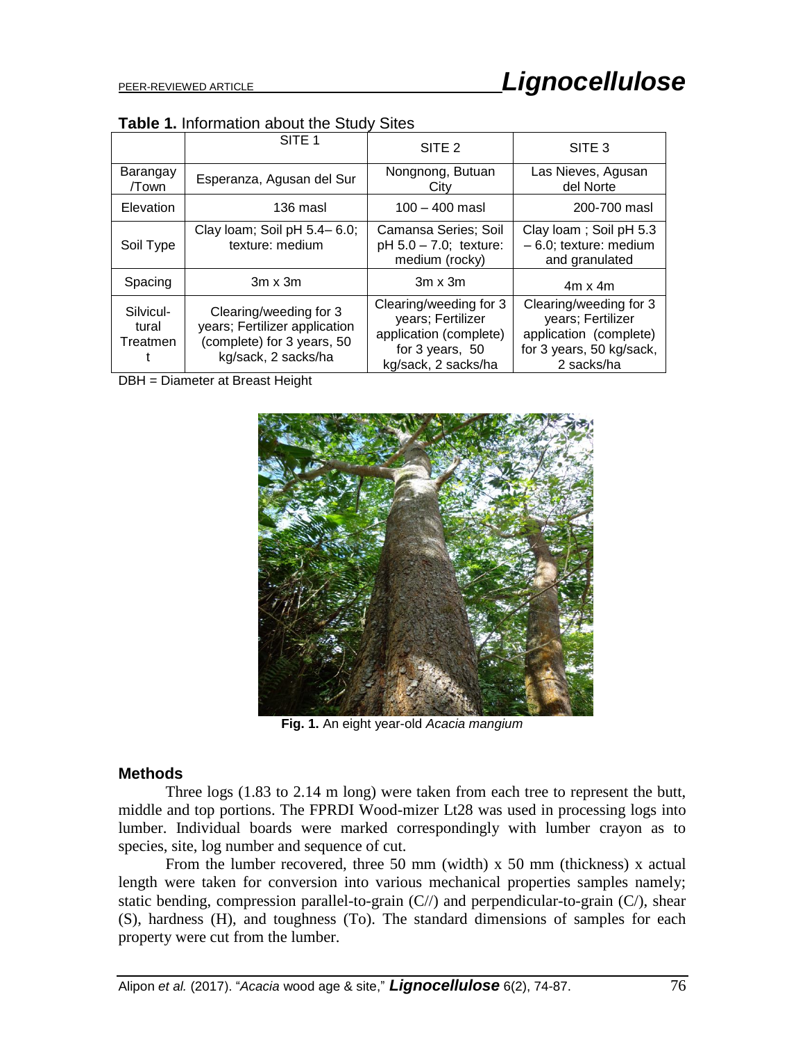**Table 1.** Information about the Study Sites

| | SITE 1 | SITE 2 | SITE 3 |
|---|---|---|---|
| Barangay /Town | Esperanza, Agusan del Sur | Nongnong, Butuan City | Las Nieves, Agusan del Norte |
| Elevation | 136 masl | 100 – 400 masl | 200-700 masl |
| Soil Type | Clay loam; Soil pH 5.4– 6.0; texture: medium | Camansa Series; Soil pH 5.0 – 7.0; texture: medium (rocky) | Clay loam ; Soil pH 5.3 – 6.0; texture: medium and granulated |
| Spacing | 3m x 3m | 3m x 3m | 4m x 4m |
| Silvicul-tural Treatment | Clearing/weeding for 3 years; Fertilizer application (complete) for 3 years, 50 kg/sack, 2 sacks/ha | Clearing/weeding for 3 years; Fertilizer application (complete) for 3 years, 50 kg/sack, 2 sacks/ha | Clearing/weeding for 3 years; Fertilizer application (complete) for 3 years, 50 kg/sack, 2 sacks/ha |

DBH = Diameter at Breast Height

**Fig. 1.** An eight year-old *Acacia mangium*

### Methods

Three logs (1.83 to 2.14 m long) were taken from each tree to represent the butt, middle and top portions. The FPRDI Wood-mizer Lt28 was used in processing logs into lumber. Individual boards were marked correspondingly with lumber crayon as to species, site, log number and sequence of cut.

From the lumber recovered, three 50 mm (width) x 50 mm (thickness) x actual length were taken for conversion into various mechanical properties samples namely; static bending, compression parallel-to-grain (C//) and perpendicular-to-grain (C/), shear (S), hardness (H), and toughness (To). The standard dimensions of samples for each property were cut from the lumber.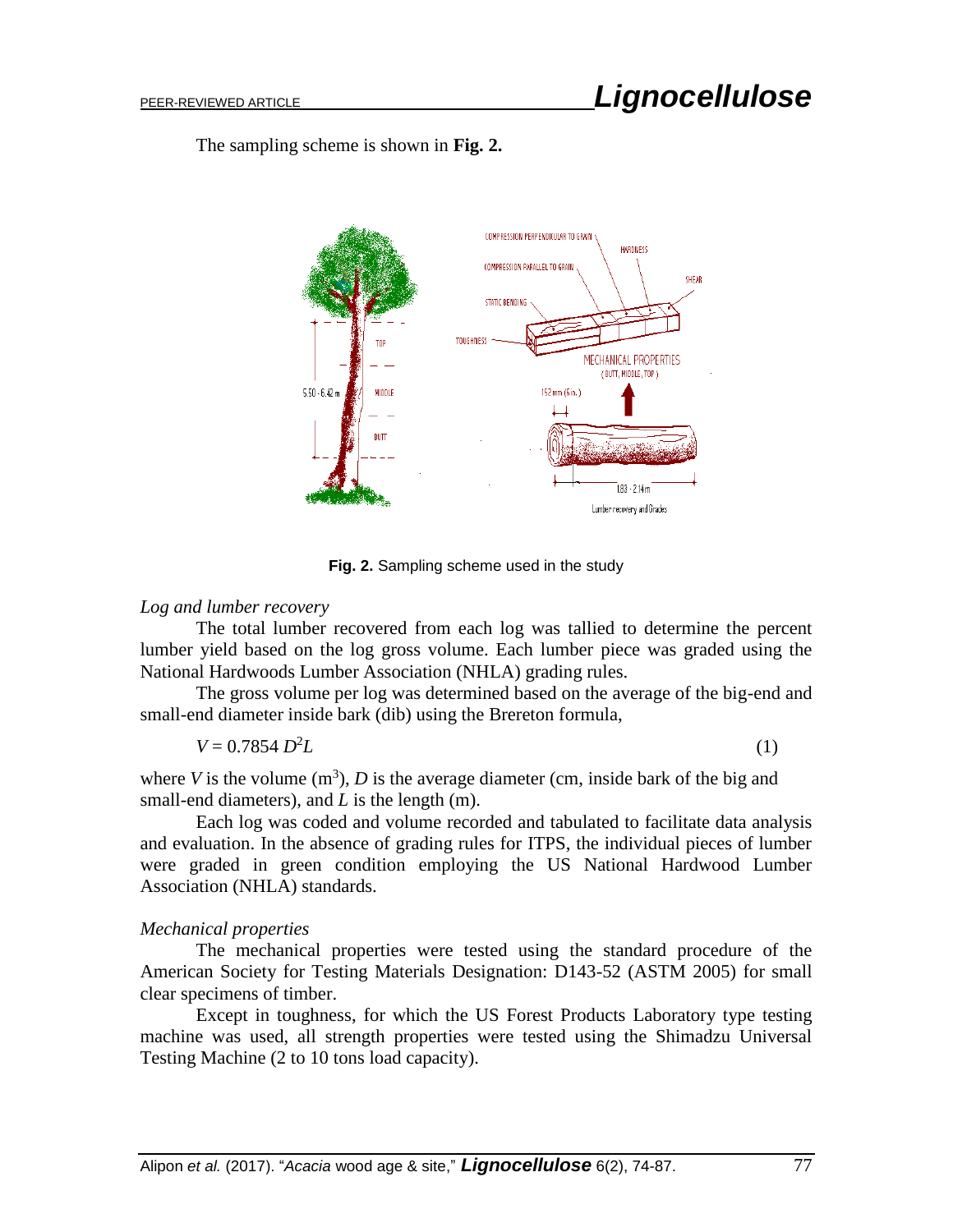The sampling scheme is shown in **Fig. 2.**

**Fig. 2.** Sampling scheme used in the study

*Log and lumber recovery*

The total lumber recovered from each log was tallied to determine the percent lumber yield based on the log gross volume. Each lumber piece was graded using the National Hardwoods Lumber Association (NHLA) grading rules.

The gross volume per log was determined based on the average of the big-end and small-end diameter inside bark (dib) using the Brereton formula,

$$V = 0.7854\, D^2 L \tag{1}$$

where $V$ is the volume ($m^3$), $D$ is the average diameter (cm, inside bark of the big and small-end diameters), and $L$ is the length (m).

Each log was coded and volume recorded and tabulated to facilitate data analysis and evaluation. In the absence of grading rules for ITPS, the individual pieces of lumber were graded in green condition employing the US National Hardwood Lumber Association (NHLA) standards.

*Mechanical properties*

The mechanical properties were tested using the standard procedure of the American Society for Testing Materials Designation: D143-52 (ASTM 2005) for small clear specimens of timber.

Except in toughness, for which the US Forest Products Laboratory type testing machine was used, all strength properties were tested using the Shimadzu Universal Testing Machine (2 to 10 tons load capacity).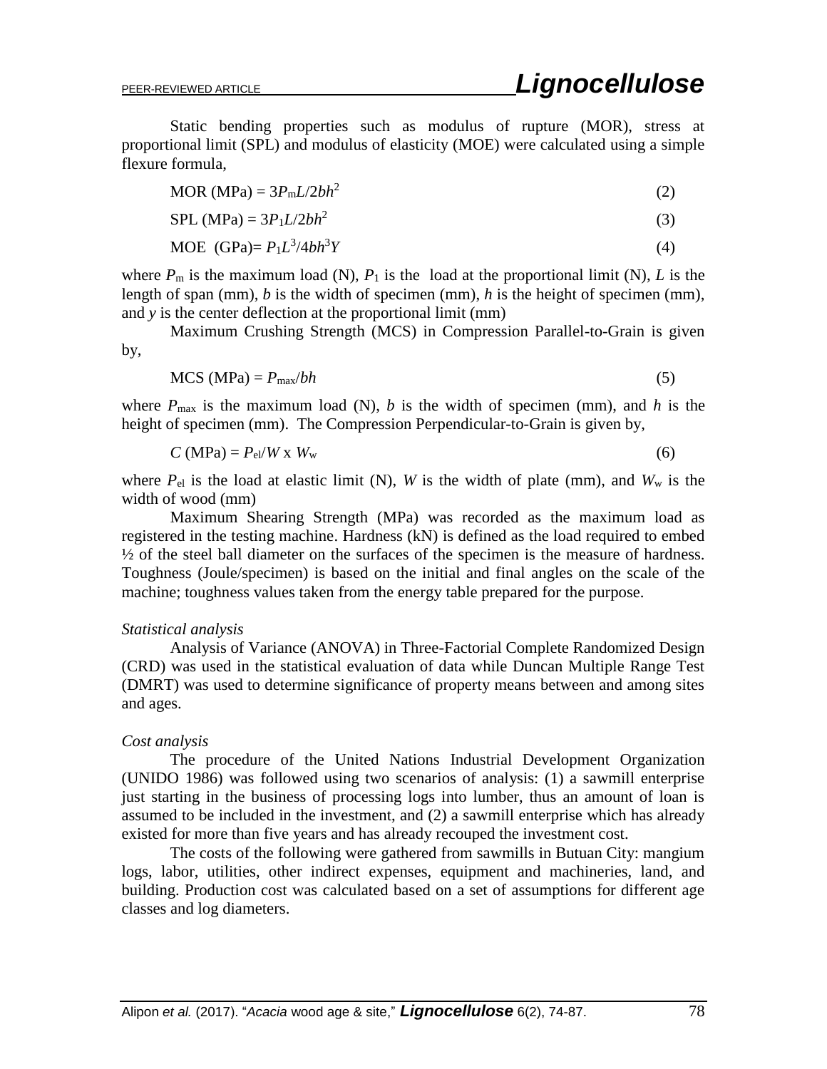Static bending properties such as modulus of rupture (MOR), stress at proportional limit (SPL) and modulus of elasticity (MOE) were calculated using a simple flexure formula,

$$\text{MOR (MPa)} = 3P_mL/2bh^2 \tag{2}$$

$$\text{SPL (MPa)} = 3P_1L/2bh^2 \tag{3}$$

$$\text{MOE (GPa)} = P_1L^3/4bh^3Y \tag{4}$$

where $P_m$ is the maximum load (N), $P_1$ is the load at the proportional limit (N), $L$ is the length of span (mm), $b$ is the width of specimen (mm), $h$ is the height of specimen (mm), and $y$ is the center deflection at the proportional limit (mm)

Maximum Crushing Strength (MCS) in Compression Parallel-to-Grain is given by,

$$\text{MCS (MPa)} = P_{max}/bh \tag{5}$$

where $P_{max}$ is the maximum load (N), $b$ is the width of specimen (mm), and $h$ is the height of specimen (mm). The Compression Perpendicular-to-Grain is given by,

$$C \text{ (MPa)} = P_{el}/W \text{ x } W_w \tag{6}$$

where $P_{el}$ is the load at elastic limit (N), $W$ is the width of plate (mm), and $W_w$ is the width of wood (mm)

Maximum Shearing Strength (MPa) was recorded as the maximum load as registered in the testing machine. Hardness (kN) is defined as the load required to embed ½ of the steel ball diameter on the surfaces of the specimen is the measure of hardness. Toughness (Joule/specimen) is based on the initial and final angles on the scale of the machine; toughness values taken from the energy table prepared for the purpose.

*Statistical analysis*

Analysis of Variance (ANOVA) in Three-Factorial Complete Randomized Design (CRD) was used in the statistical evaluation of data while Duncan Multiple Range Test (DMRT) was used to determine significance of property means between and among sites and ages.

*Cost analysis*

The procedure of the United Nations Industrial Development Organization (UNIDO 1986) was followed using two scenarios of analysis: (1) a sawmill enterprise just starting in the business of processing logs into lumber, thus an amount of loan is assumed to be included in the investment, and (2) a sawmill enterprise which has already existed for more than five years and has already recouped the investment cost.

The costs of the following were gathered from sawmills in Butuan City: mangium logs, labor, utilities, other indirect expenses, equipment and machineries, land, and building. Production cost was calculated based on a set of assumptions for different age classes and log diameters.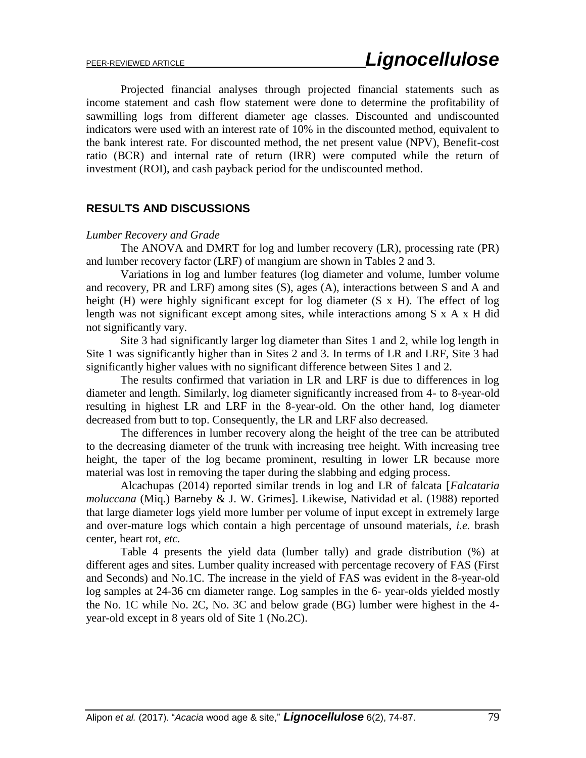Projected financial analyses through projected financial statements such as income statement and cash flow statement were done to determine the profitability of sawmilling logs from different diameter age classes. Discounted and undiscounted indicators were used with an interest rate of 10% in the discounted method, equivalent to the bank interest rate. For discounted method, the net present value (NPV), Benefit-cost ratio (BCR) and internal rate of return (IRR) were computed while the return of investment (ROI), and cash payback period for the undiscounted method.

## RESULTS AND DISCUSSIONS

*Lumber Recovery and Grade*

The ANOVA and DMRT for log and lumber recovery (LR), processing rate (PR) and lumber recovery factor (LRF) of mangium are shown in Tables 2 and 3.

Variations in log and lumber features (log diameter and volume, lumber volume and recovery, PR and LRF) among sites (S), ages (A), interactions between S and A and height (H) were highly significant except for log diameter (S x H). The effect of log length was not significant except among sites, while interactions among S x A x H did not significantly vary.

Site 3 had significantly larger log diameter than Sites 1 and 2, while log length in Site 1 was significantly higher than in Sites 2 and 3. In terms of LR and LRF, Site 3 had significantly higher values with no significant difference between Sites 1 and 2.

The results confirmed that variation in LR and LRF is due to differences in log diameter and length. Similarly, log diameter significantly increased from 4- to 8-year-old resulting in highest LR and LRF in the 8-year-old. On the other hand, log diameter decreased from butt to top. Consequently, the LR and LRF also decreased.

The differences in lumber recovery along the height of the tree can be attributed to the decreasing diameter of the trunk with increasing tree height. With increasing tree height, the taper of the log became prominent, resulting in lower LR because more material was lost in removing the taper during the slabbing and edging process.

Alcachupas (2014) reported similar trends in log and LR of falcata [*Falcataria moluccana* (Miq.) Barneby & J. W. Grimes]. Likewise, Natividad et al. (1988) reported that large diameter logs yield more lumber per volume of input except in extremely large and over-mature logs which contain a high percentage of unsound materials, *i.e.* brash center, heart rot, *etc.*

Table 4 presents the yield data (lumber tally) and grade distribution (%) at different ages and sites. Lumber quality increased with percentage recovery of FAS (First and Seconds) and No.1C. The increase in the yield of FAS was evident in the 8-year-old log samples at 24-36 cm diameter range. Log samples in the 6- year-olds yielded mostly the No. 1C while No. 2C, No. 3C and below grade (BG) lumber were highest in the 4-year-old except in 8 years old of Site 1 (No.2C).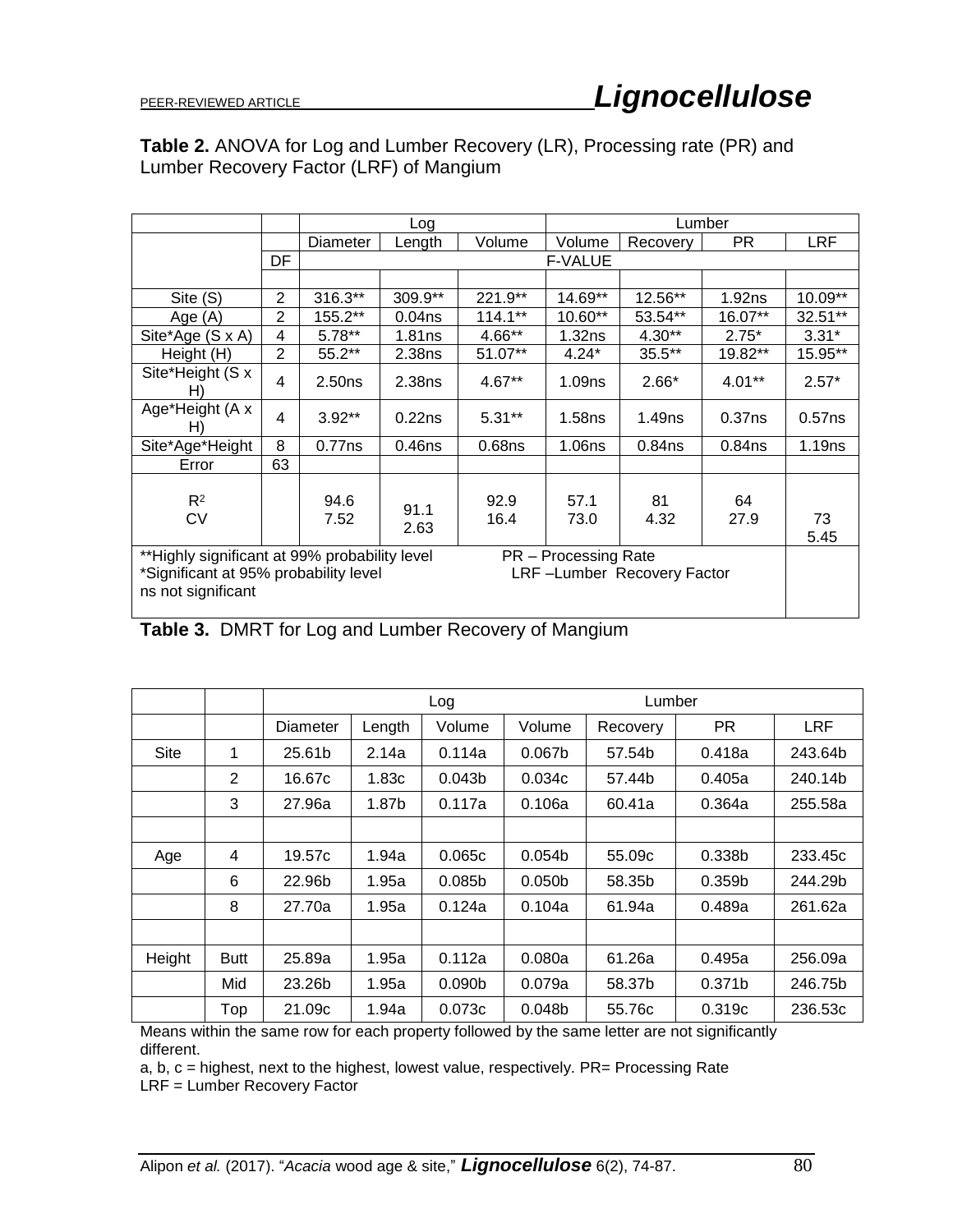**Table 2.** ANOVA for Log and Lumber Recovery (LR), Processing rate (PR) and Lumber Recovery Factor (LRF) of Mangium

| | | Log | | | Lumber | | | |
|---|---|---|---|---|---|---|---|---|
| | | Diameter | Length | Volume | Volume | Recovery | PR | LRF |
| | DF | F-VALUE | | | | | | |
| Site (S) | 2 | 316.3** | 309.9** | 221.9** | 14.69** | 12.56** | 1.92ns | 10.09** |
| Age (A) | 2 | 155.2** | 0.04ns | 114.1** | 10.60** | 53.54** | 16.07** | 32.51** |
| Site*Age (S x A) | 4 | 5.78** | 1.81ns | 4.66** | 1.32ns | 4.30** | 2.75* | 3.31* |
| Height (H) | 2 | 55.2** | 2.38ns | 51.07** | 4.24* | 35.5** | 19.82** | 15.95** |
| Site*Height (S x H) | 4 | 2.50ns | 2.38ns | 4.67** | 1.09ns | 2.66* | 4.01** | 2.57* |
| Age*Height (A x H) | 4 | 3.92** | 0.22ns | 5.31** | 1.58ns | 1.49ns | 0.37ns | 0.57ns |
| Site*Age*Height | 8 | 0.77ns | 0.46ns | 0.68ns | 1.06ns | 0.84ns | 0.84ns | 1.19ns |
| Error | 63 | | | | | | | |
| $R^2$ | | 94.6 | 91.1 | 92.9 | 57.1 | 81 | 64 | 73 |
| CV | | 7.52 | 2.63 | 16.4 | 73.0 | 4.32 | 27.9 | 5.45 |

**Highly significant at 99% probability level   PR – Processing Rate
*Significant at 95% probability level   LRF –Lumber Recovery Factor
ns not significant

**Table 3.** DMRT for Log and Lumber Recovery of Mangium

| | | Log | | | Lumber | | | |
|---|---|---|---|---|---|---|---|---|
| | | Diameter | Length | Volume | Volume | Recovery | PR | LRF |
| Site | 1 | 25.61b | 2.14a | 0.114a | 0.067b | 57.54b | 0.418a | 243.64b |
| | 2 | 16.67c | 1.83c | 0.043b | 0.034c | 57.44b | 0.405a | 240.14b |
| | 3 | 27.96a | 1.87b | 0.117a | 0.106a | 60.41a | 0.364a | 255.58a |
| | | | | | | | | |
| Age | 4 | 19.57c | 1.94a | 0.065c | 0.054b | 55.09c | 0.338b | 233.45c |
| | 6 | 22.96b | 1.95a | 0.085b | 0.050b | 58.35b | 0.359b | 244.29b |
| | 8 | 27.70a | 1.95a | 0.124a | 0.104a | 61.94a | 0.489a | 261.62a |
| | | | | | | | | |
| Height | Butt | 25.89a | 1.95a | 0.112a | 0.080a | 61.26a | 0.495a | 256.09a |
| | Mid | 23.26b | 1.95a | 0.090b | 0.079a | 58.37b | 0.371b | 246.75b |
| | Top | 21.09c | 1.94a | 0.073c | 0.048b | 55.76c | 0.319c | 236.53c |

Means within the same row for each property followed by the same letter are not significantly different.

a, b, c = highest, next to the highest, lowest value, respectively. PR= Processing Rate

LRF = Lumber Recovery Factor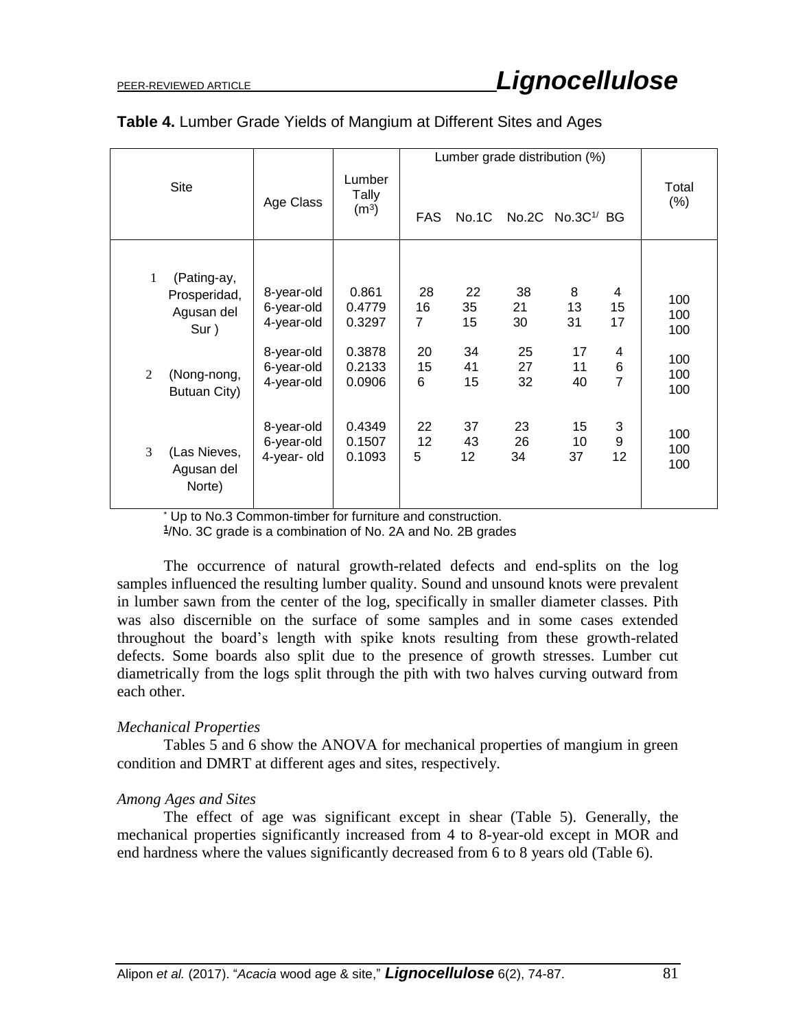**Table 4.** Lumber Grade Yields of Mangium at Different Sites and Ages

| Site | Age Class | Lumber Tally (m³) | Lumber grade distribution (%) | | | | | Total (%) |
|---|---|---|---|---|---|---|---|---|
| | | | FAS | No.1C | No.2C | No.3C[1/] | BG | |
| 1 (Pating-ay, Prosperidad, Agusan del Sur ) | 8-year-old | 0.861 | 28 | 22 | 38 | 8 | 4 | 100 |
| | 6-year-old | 0.4779 | 16 | 35 | 21 | 13 | 15 | 100 |
| | 4-year-old | 0.3297 | 7 | 15 | 30 | 31 | 17 | 100 |
| 2 (Nong-nong, Butuan City) | 8-year-old | 0.3878 | 20 | 34 | 25 | 17 | 4 | 100 |
| | 6-year-old | 0.2133 | 15 | 41 | 27 | 11 | 6 | 100 |
| | 4-year-old | 0.0906 | 6 | 15 | 32 | 40 | 7 | 100 |
| 3 (Las Nieves, Agusan del Norte) | 8-year-old | 0.4349 | 22 | 37 | 23 | 15 | 3 | 100 |
| | 6-year-old | 0.1507 | 12 | 43 | 26 | 10 | 9 | 100 |
| | 4-year- old | 0.1093 | 5 | 12 | 34 | 37 | 12 | 100 |

[*] Up to No.3 Common-timber for furniture and construction.
[1]/No. 3C grade is a combination of No. 2A and No. 2B grades

The occurrence of natural growth-related defects and end-splits on the log samples influenced the resulting lumber quality. Sound and unsound knots were prevalent in lumber sawn from the center of the log, specifically in smaller diameter classes. Pith was also discernible on the surface of some samples and in some cases extended throughout the board's length with spike knots resulting from these growth-related defects. Some boards also split due to the presence of growth stresses. Lumber cut diametrically from the logs split through the pith with two halves curving outward from each other.

### *Mechanical Properties*

Tables 5 and 6 show the ANOVA for mechanical properties of mangium in green condition and DMRT at different ages and sites, respectively.

#### *Among Ages and Sites*

The effect of age was significant except in shear (Table 5). Generally, the mechanical properties significantly increased from 4 to 8-year-old except in MOR and end hardness where the values significantly decreased from 6 to 8 years old (Table 6).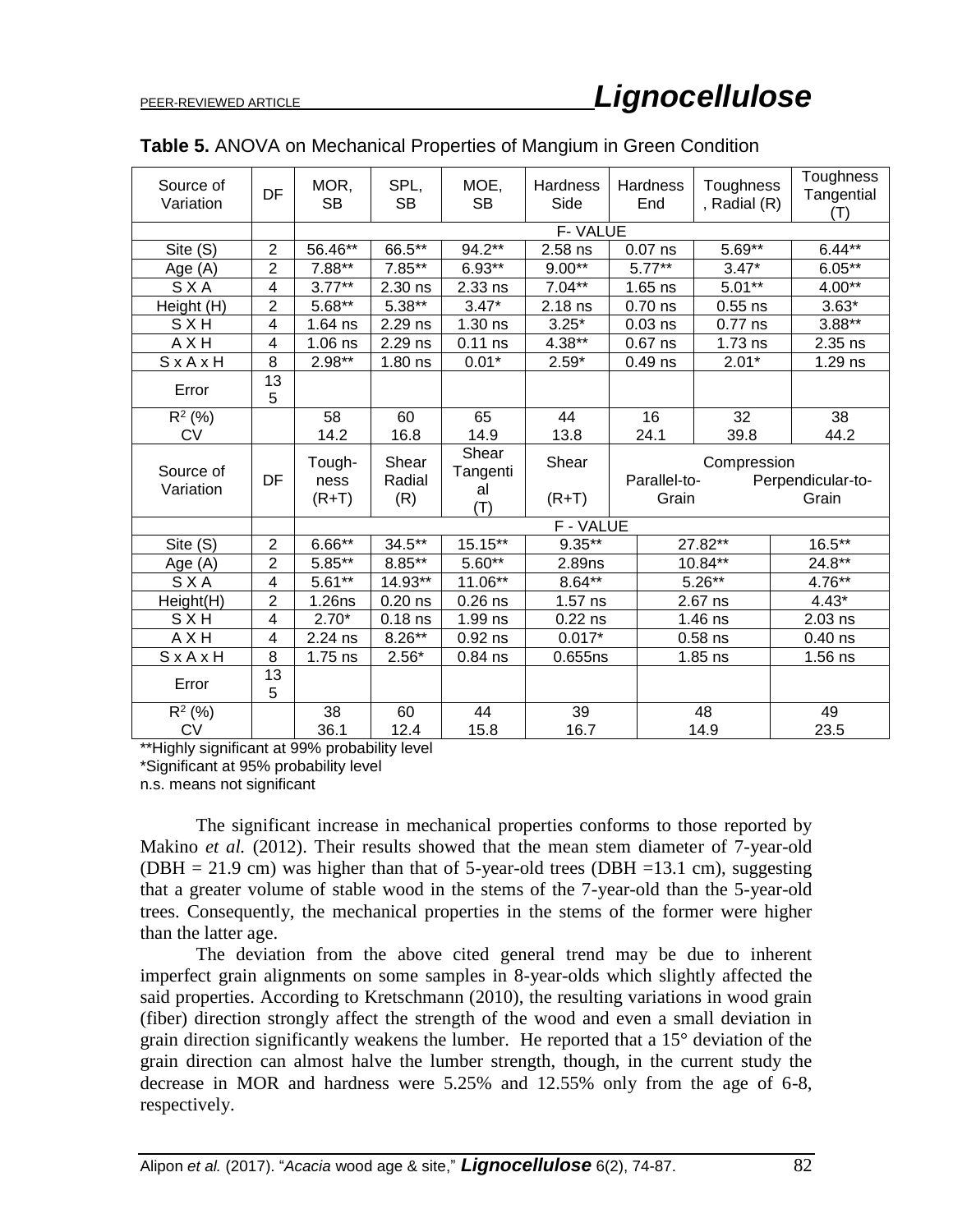**Table 5.** ANOVA on Mechanical Properties of Mangium in Green Condition

| Source of Variation | DF | MOR, SB | SPL, SB | MOE, SB | Hardness Side | Hardness End | Toughness, Radial (R) | Toughness Tangential (T) |
|---|---|---|---|---|---|---|---|---|
| | | F- VALUE | | | | | | |
| Site (S) | 2 | 56.46** | 66.5** | 94.2** | 2.58 ns | 0.07 ns | 5.69** | 6.44** |
| Age (A) | 2 | 7.88** | 7.85** | 6.93** | 9.00** | 5.77** | 3.47* | 6.05** |
| S X A | 4 | 3.77** | 2.30 ns | 2.33 ns | 7.04** | 1.65 ns | 5.01** | 4.00** |
| Height (H) | 2 | 5.68** | 5.38** | 3.47* | 2.18 ns | 0.70 ns | 0.55 ns | 3.63* |
| S X H | 4 | 1.64 ns | 2.29 ns | 1.30 ns | 3.25* | 0.03 ns | 0.77 ns | 3.88** |
| A X H | 4 | 1.06 ns | 2.29 ns | 0.11 ns | 4.38** | 0.67 ns | 1.73 ns | 2.35 ns |
| S x A x H | 8 | 2.98** | 1.80 ns | 0.01* | 2.59* | 0.49 ns | 2.01* | 1.29 ns |
| Error | 135 | | | | | | | |
| $R^2$ (%) | | 58 | 60 | 65 | 44 | 16 | 32 | 38 |
| CV | | 14.2 | 16.8 | 14.9 | 13.8 | 24.1 | 39.8 | 44.2 |

| Source of Variation | DF | Tough-ness (R+T) | Shear Radial (R) | Shear Tangential (T) | Shear (R+T) | Compression Parallel-to-Grain | Compression Perpendicular-to-Grain |
|---|---|---|---|---|---|---|---|
| | | F - VALUE | | | | | |
| Site (S) | 2 | 6.66** | 34.5** | 15.15** | 9.35** | 27.82** | 16.5** |
| Age (A) | 2 | 5.85** | 8.85** | 5.60** | 2.89ns | 10.84** | 24.8** |
| S X A | 4 | 5.61** | 14.93** | 11.06** | 8.64** | 5.26** | 4.76** |
| Height(H) | 2 | 1.26ns | 0.20 ns | 0.26 ns | 1.57 ns | 2.67 ns | 4.43* |
| S X H | 4 | 2.70* | 0.18 ns | 1.99 ns | 0.22 ns | 1.46 ns | 2.03 ns |
| A X H | 4 | 2.24 ns | 8.26** | 0.92 ns | 0.017* | 0.58 ns | 0.40 ns |
| S x A x H | 8 | 1.75 ns | 2.56* | 0.84 ns | 0.655ns | 1.85 ns | 1.56 ns |
| Error | 135 | | | | | | |
| $R^2$ (%) | | 38 | 60 | 44 | 39 | 48 | 49 |
| CV | | 36.1 | 12.4 | 15.8 | 16.7 | 14.9 | 23.5 |

**Highly significant at 99% probability level
*Significant at 95% probability level
n.s. means not significant

The significant increase in mechanical properties conforms to those reported by Makino *et al.* (2012). Their results showed that the mean stem diameter of 7-year-old (DBH = 21.9 cm) was higher than that of 5-year-old trees (DBH =13.1 cm), suggesting that a greater volume of stable wood in the stems of the 7-year-old than the 5-year-old trees. Consequently, the mechanical properties in the stems of the former were higher than the latter age.

The deviation from the above cited general trend may be due to inherent imperfect grain alignments on some samples in 8-year-olds which slightly affected the said properties. According to Kretschmann (2010), the resulting variations in wood grain (fiber) direction strongly affect the strength of the wood and even a small deviation in grain direction significantly weakens the lumber. He reported that a 15° deviation of the grain direction can almost halve the lumber strength, though, in the current study the decrease in MOR and hardness were 5.25% and 12.55% only from the age of 6-8, respectively.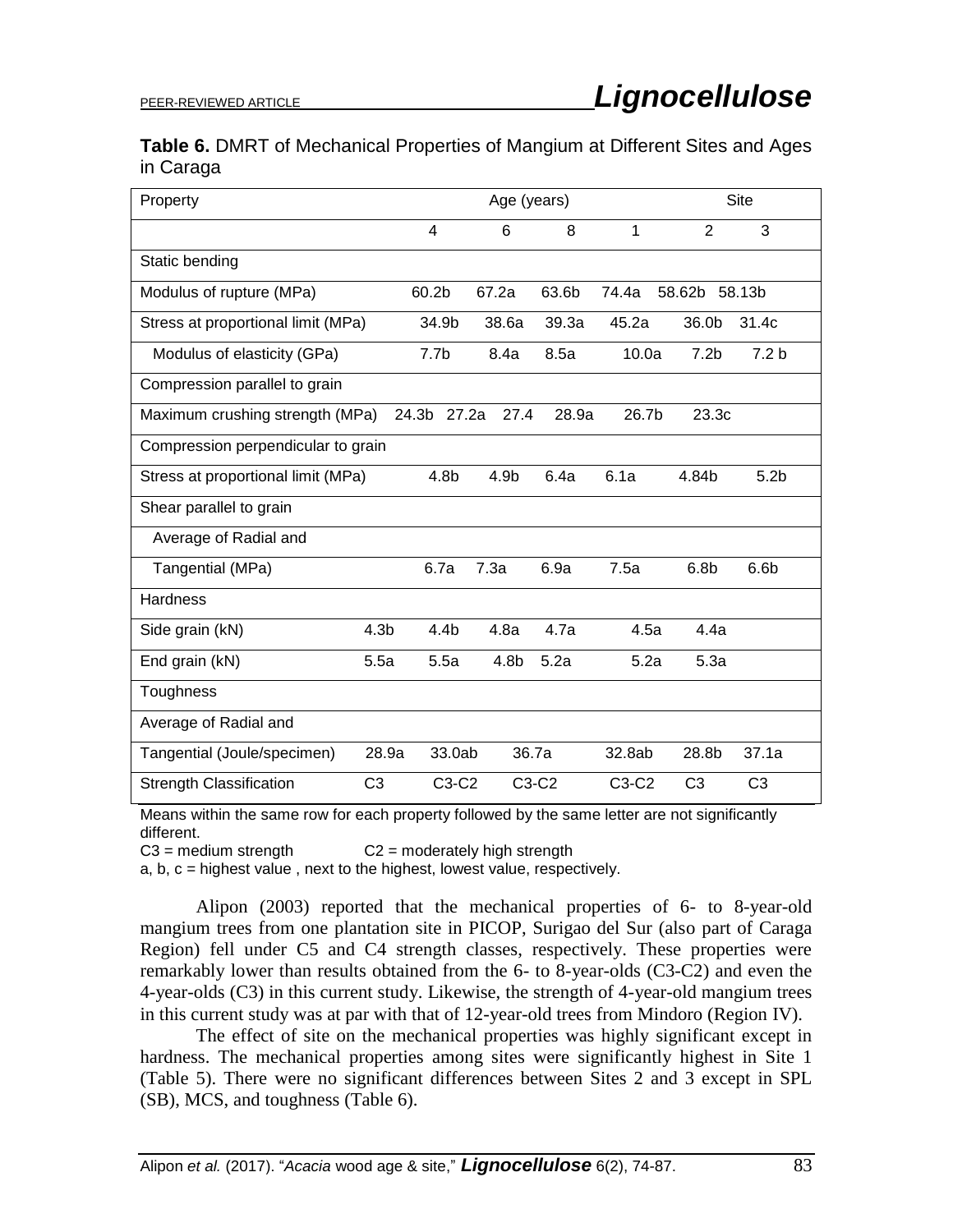**Table 6.** DMRT of Mechanical Properties of Mangium at Different Sites and Ages in Caraga

| Property | Age (years) | | | Site | | |
|---|---|---|---|---|---|---|
| | 4 | 6 | 8 | 1 | 2 | 3 |
| Static bending | | | | | | |
| Modulus of rupture (MPa) | 60.2b | 67.2a | 63.6b | 74.4a | 58.62b | 58.13b |
| Stress at proportional limit (MPa) | 34.9b | 38.6a | 39.3a | 45.2a | 36.0b | 31.4c |
| Modulus of elasticity (GPa) | 7.7b | 8.4a | 8.5a | 10.0a | 7.2b | 7.2 b |
| Compression parallel to grain | | | | | | |
| Maximum crushing strength (MPa) | 24.3b | 27.2a | 27.4 | 28.9a | 26.7b | 23.3c |
| Compression perpendicular to grain | | | | | | |
| Stress at proportional limit (MPa) | 4.8b | 4.9b | 6.4a | 6.1a | 4.84b | 5.2b |
| Shear parallel to grain | | | | | | |
| Average of Radial and | | | | | | |
| Tangential (MPa) | 6.7a | 7.3a | 6.9a | 7.5a | 6.8b | 6.6b |
| Hardness | | | | | | |
| Side grain (kN) | 4.3b | 4.4b | 4.8a | 4.7a | 4.5a | 4.4a |
| End grain (kN) | 5.5a | 5.5a | 4.8b | 5.2a | 5.2a | 5.3a |
| Toughness | | | | | | |
| Average of Radial and | | | | | | |
| Tangential (Joule/specimen) | 28.9a | 33.0ab | 36.7a | 32.8ab | 28.8b | 37.1a |
| Strength Classification | C3 | C3-C2 | C3-C2 | C3-C2 | C3 | C3 |

Means within the same row for each property followed by the same letter are not significantly different.
C3 = medium strength C2 = moderately high strength
a, b, c = highest value , next to the highest, lowest value, respectively.

Alipon (2003) reported that the mechanical properties of 6- to 8-year-old mangium trees from one plantation site in PICOP, Surigao del Sur (also part of Caraga Region) fell under C5 and C4 strength classes, respectively. These properties were remarkably lower than results obtained from the 6- to 8-year-olds (C3-C2) and even the 4-year-olds (C3) in this current study. Likewise, the strength of 4-year-old mangium trees in this current study was at par with that of 12-year-old trees from Mindoro (Region IV).

The effect of site on the mechanical properties was highly significant except in hardness. The mechanical properties among sites were significantly highest in Site 1 (Table 5). There were no significant differences between Sites 2 and 3 except in SPL (SB), MCS, and toughness (Table 6).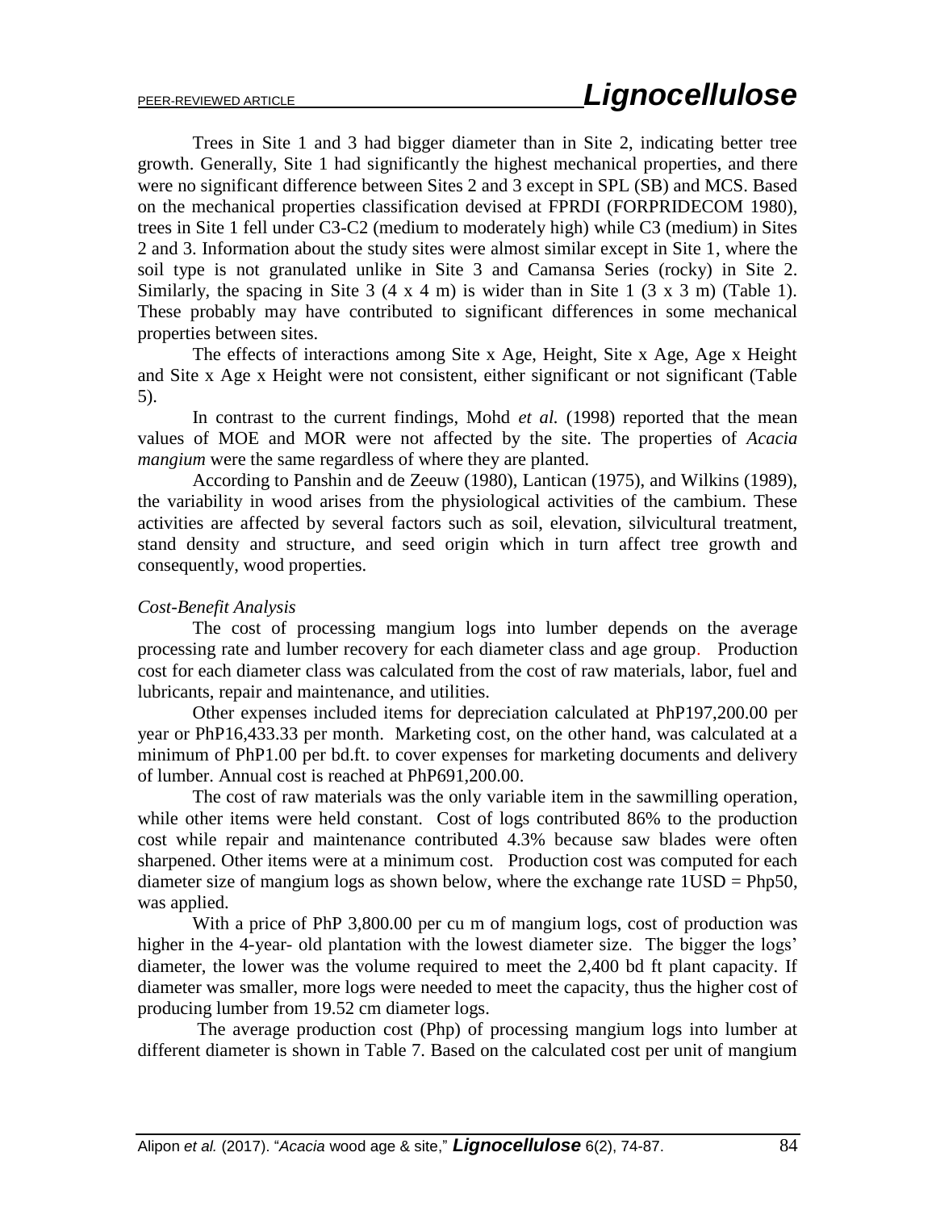Trees in Site 1 and 3 had bigger diameter than in Site 2, indicating better tree growth. Generally, Site 1 had significantly the highest mechanical properties, and there were no significant difference between Sites 2 and 3 except in SPL (SB) and MCS. Based on the mechanical properties classification devised at FPRDI (FORPRIDECOM 1980), trees in Site 1 fell under C3-C2 (medium to moderately high) while C3 (medium) in Sites 2 and 3. Information about the study sites were almost similar except in Site 1, where the soil type is not granulated unlike in Site 3 and Camansa Series (rocky) in Site 2. Similarly, the spacing in Site 3 (4 x 4 m) is wider than in Site 1 (3 x 3 m) (Table 1). These probably may have contributed to significant differences in some mechanical properties between sites.

The effects of interactions among Site x Age, Height, Site x Age, Age x Height and Site x Age x Height were not consistent, either significant or not significant (Table 5).

In contrast to the current findings, Mohd *et al.* (1998) reported that the mean values of MOE and MOR were not affected by the site. The properties of *Acacia mangium* were the same regardless of where they are planted.

According to Panshin and de Zeeuw (1980), Lantican (1975), and Wilkins (1989), the variability in wood arises from the physiological activities of the cambium. These activities are affected by several factors such as soil, elevation, silvicultural treatment, stand density and structure, and seed origin which in turn affect tree growth and consequently, wood properties.

*Cost-Benefit Analysis*

The cost of processing mangium logs into lumber depends on the average processing rate and lumber recovery for each diameter class and age group. Production cost for each diameter class was calculated from the cost of raw materials, labor, fuel and lubricants, repair and maintenance, and utilities.

Other expenses included items for depreciation calculated at PhP197,200.00 per year or PhP16,433.33 per month. Marketing cost, on the other hand, was calculated at a minimum of PhP1.00 per bd.ft. to cover expenses for marketing documents and delivery of lumber. Annual cost is reached at PhP691,200.00.

The cost of raw materials was the only variable item in the sawmilling operation, while other items were held constant. Cost of logs contributed 86% to the production cost while repair and maintenance contributed 4.3% because saw blades were often sharpened. Other items were at a minimum cost. Production cost was computed for each diameter size of mangium logs as shown below, where the exchange rate 1USD = Php50, was applied.

With a price of PhP 3,800.00 per cu m of mangium logs, cost of production was higher in the 4-year- old plantation with the lowest diameter size. The bigger the logs' diameter, the lower was the volume required to meet the 2,400 bd ft plant capacity. If diameter was smaller, more logs were needed to meet the capacity, thus the higher cost of producing lumber from 19.52 cm diameter logs.

The average production cost (Php) of processing mangium logs into lumber at different diameter is shown in Table 7. Based on the calculated cost per unit of mangium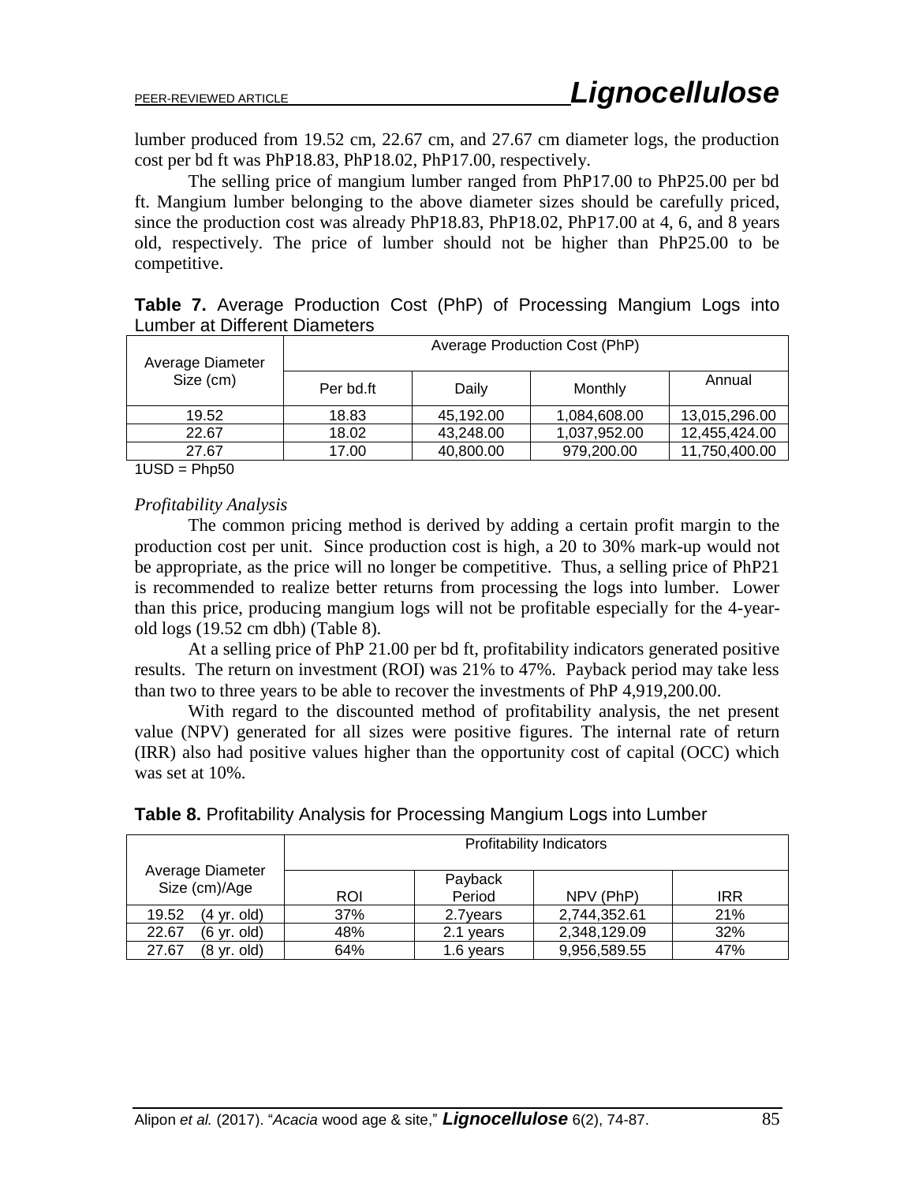lumber produced from 19.52 cm, 22.67 cm, and 27.67 cm diameter logs, the production cost per bd ft was PhP18.83, PhP18.02, PhP17.00, respectively.

The selling price of mangium lumber ranged from PhP17.00 to PhP25.00 per bd ft. Mangium lumber belonging to the above diameter sizes should be carefully priced, since the production cost was already PhP18.83, PhP18.02, PhP17.00 at 4, 6, and 8 years old, respectively. The price of lumber should not be higher than PhP25.00 to be competitive.

**Table 7.** Average Production Cost (PhP) of Processing Mangium Logs into Lumber at Different Diameters

| Average Diameter Size (cm) | Average Production Cost (PhP) | | | |
|---|---|---|---|---|
| | Per bd.ft | Daily | Monthly | Annual |
| 19.52 | 18.83 | 45,192.00 | 1,084,608.00 | 13,015,296.00 |
| 22.67 | 18.02 | 43,248.00 | 1,037,952.00 | 12,455,424.00 |
| 27.67 | 17.00 | 40,800.00 | 979,200.00 | 11,750,400.00 |

1USD = Php50

*Profitability Analysis*

The common pricing method is derived by adding a certain profit margin to the production cost per unit. Since production cost is high, a 20 to 30% mark-up would not be appropriate, as the price will no longer be competitive. Thus, a selling price of PhP21 is recommended to realize better returns from processing the logs into lumber. Lower than this price, producing mangium logs will not be profitable especially for the 4-year-old logs (19.52 cm dbh) (Table 8).

At a selling price of PhP 21.00 per bd ft, profitability indicators generated positive results. The return on investment (ROI) was 21% to 47%. Payback period may take less than two to three years to be able to recover the investments of PhP 4,919,200.00.

With regard to the discounted method of profitability analysis, the net present value (NPV) generated for all sizes were positive figures. The internal rate of return (IRR) also had positive values higher than the opportunity cost of capital (OCC) which was set at 10%.

**Table 8.** Profitability Analysis for Processing Mangium Logs into Lumber

| Average Diameter Size (cm)/Age | Profitability Indicators | | | |
|---|---|---|---|---|
| | ROI | Payback Period | NPV (PhP) | IRR |
| 19.52 (4 yr. old) | 37% | 2.7years | 2,744,352.61 | 21% |
| 22.67 (6 yr. old) | 48% | 2.1 years | 2,348,129.09 | 32% |
| 27.67 (8 yr. old) | 64% | 1.6 years | 9,956,589.55 | 47% |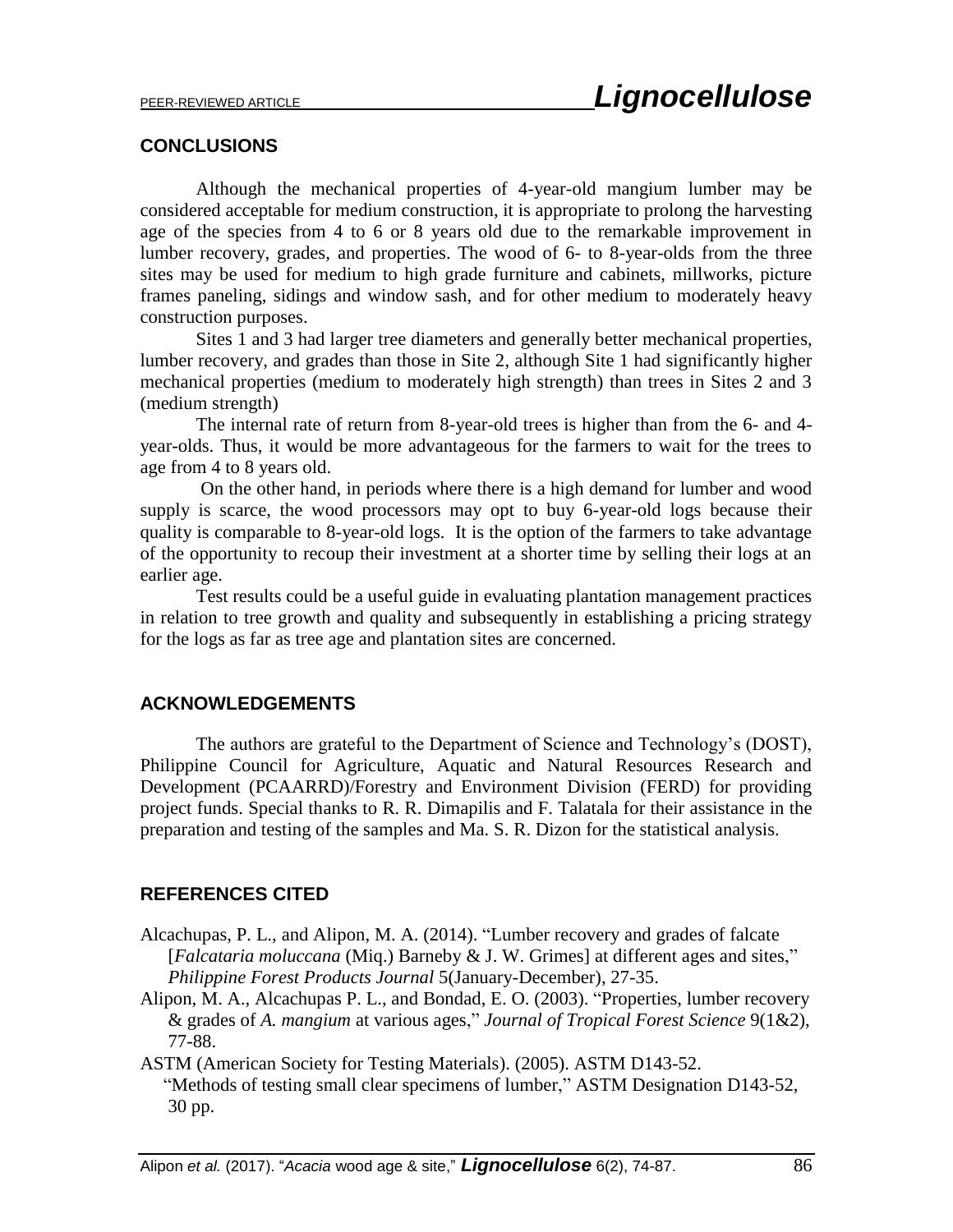## CONCLUSIONS

Although the mechanical properties of 4-year-old mangium lumber may be considered acceptable for medium construction, it is appropriate to prolong the harvesting age of the species from 4 to 6 or 8 years old due to the remarkable improvement in lumber recovery, grades, and properties. The wood of 6- to 8-year-olds from the three sites may be used for medium to high grade furniture and cabinets, millworks, picture frames paneling, sidings and window sash, and for other medium to moderately heavy construction purposes.

Sites 1 and 3 had larger tree diameters and generally better mechanical properties, lumber recovery, and grades than those in Site 2, although Site 1 had significantly higher mechanical properties (medium to moderately high strength) than trees in Sites 2 and 3 (medium strength)

The internal rate of return from 8-year-old trees is higher than from the 6- and 4-year-olds. Thus, it would be more advantageous for the farmers to wait for the trees to age from 4 to 8 years old.

On the other hand, in periods where there is a high demand for lumber and wood supply is scarce, the wood processors may opt to buy 6-year-old logs because their quality is comparable to 8-year-old logs. It is the option of the farmers to take advantage of the opportunity to recoup their investment at a shorter time by selling their logs at an earlier age.

Test results could be a useful guide in evaluating plantation management practices in relation to tree growth and quality and subsequently in establishing a pricing strategy for the logs as far as tree age and plantation sites are concerned.

## ACKNOWLEDGEMENTS

The authors are grateful to the Department of Science and Technology's (DOST), Philippine Council for Agriculture, Aquatic and Natural Resources Research and Development (PCAARRD)/Forestry and Environment Division (FERD) for providing project funds. Special thanks to R. R. Dimapilis and F. Talatala for their assistance in the preparation and testing of the samples and Ma. S. R. Dizon for the statistical analysis.

## REFERENCES CITED

Alcachupas, P. L., and Alipon, M. A. (2014). "Lumber recovery and grades of falcate [*Falcataria moluccana* (Miq.) Barneby & J. W. Grimes] at different ages and sites," *Philippine Forest Products Journal* 5(January-December), 27-35.

Alipon, M. A., Alcachupas P. L., and Bondad, E. O. (2003). "Properties, lumber recovery & grades of *A. mangium* at various ages," *Journal of Tropical Forest Science* 9(1&2), 77-88.

ASTM (American Society for Testing Materials). (2005). ASTM D143-52. "Methods of testing small clear specimens of lumber," ASTM Designation D143-52, 30 pp.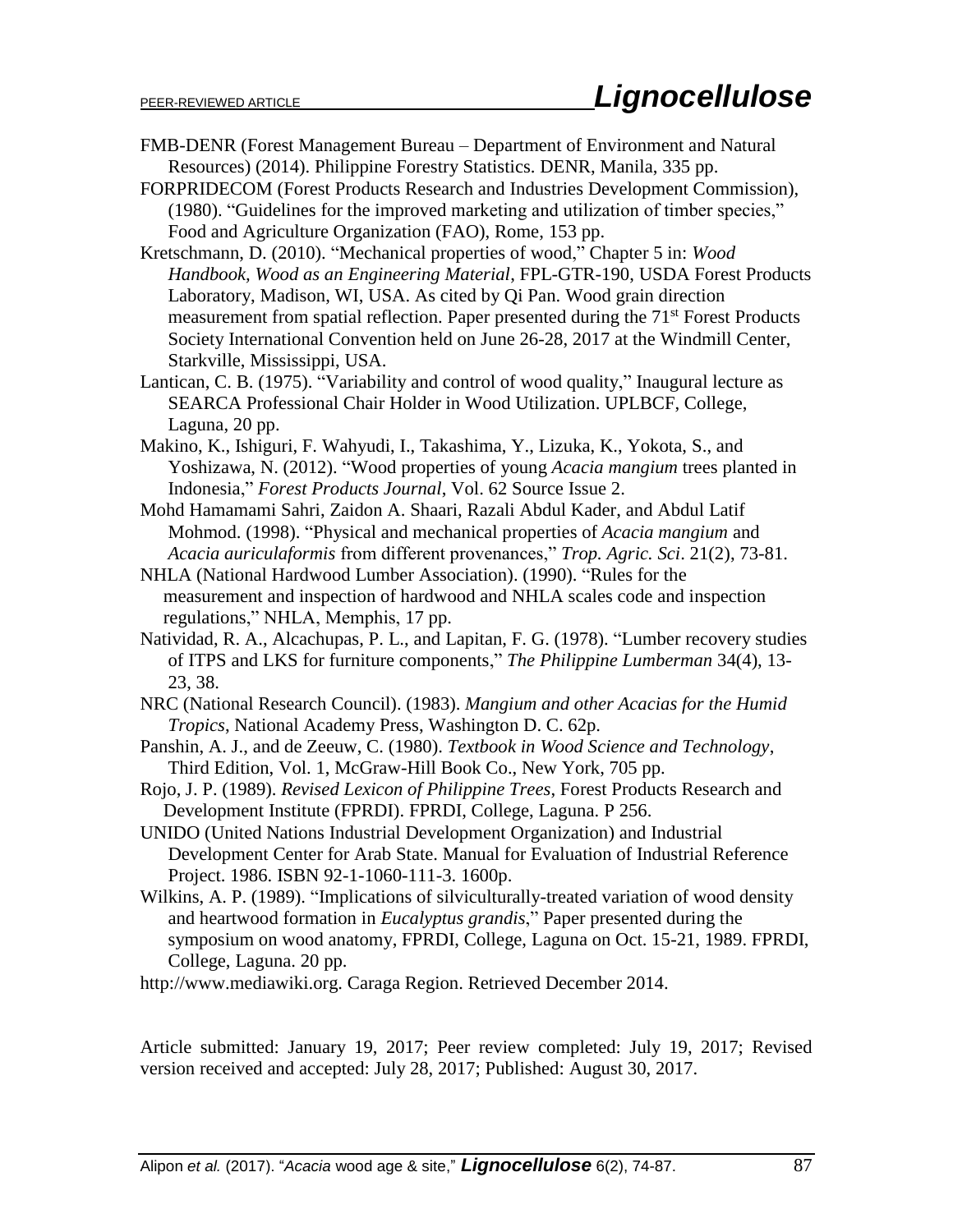FMB-DENR (Forest Management Bureau – Department of Environment and Natural Resources) (2014). Philippine Forestry Statistics. DENR, Manila, 335 pp.

FORPRIDECOM (Forest Products Research and Industries Development Commission), (1980). "Guidelines for the improved marketing and utilization of timber species," Food and Agriculture Organization (FAO), Rome, 153 pp.

Kretschmann, D. (2010). "Mechanical properties of wood," Chapter 5 in: *Wood Handbook, Wood as an Engineering Material*, FPL-GTR-190, USDA Forest Products Laboratory, Madison, WI, USA. As cited by Qi Pan. Wood grain direction measurement from spatial reflection. Paper presented during the 71st Forest Products Society International Convention held on June 26-28, 2017 at the Windmill Center, Starkville, Mississippi, USA.

Lantican, C. B. (1975). "Variability and control of wood quality," Inaugural lecture as SEARCA Professional Chair Holder in Wood Utilization. UPLBCF, College, Laguna, 20 pp.

Makino, K., Ishiguri, F. Wahyudi, I., Takashima, Y., Lizuka, K., Yokota, S., and Yoshizawa, N. (2012). "Wood properties of young *Acacia mangium* trees planted in Indonesia," *Forest Products Journal*, Vol. 62 Source Issue 2.

Mohd Hamamami Sahri, Zaidon A. Shaari, Razali Abdul Kader, and Abdul Latif Mohmod. (1998). "Physical and mechanical properties of *Acacia mangium* and *Acacia auriculaformis* from different provenances," *Trop. Agric. Sci*. 21(2), 73-81.

NHLA (National Hardwood Lumber Association). (1990). "Rules for the measurement and inspection of hardwood and NHLA scales code and inspection regulations," NHLA, Memphis, 17 pp.

Natividad, R. A., Alcachupas, P. L., and Lapitan, F. G. (1978). "Lumber recovery studies of ITPS and LKS for furniture components," *The Philippine Lumberman* 34(4), 13-23, 38.

NRC (National Research Council). (1983). *Mangium and other Acacias for the Humid Tropics*, National Academy Press, Washington D. C. 62p.

Panshin, A. J., and de Zeeuw, C. (1980). *Textbook in Wood Science and Technology*, Third Edition, Vol. 1, McGraw-Hill Book Co., New York, 705 pp.

Rojo, J. P. (1989). *Revised Lexicon of Philippine Trees*, Forest Products Research and Development Institute (FPRDI). FPRDI, College, Laguna. P 256.

UNIDO (United Nations Industrial Development Organization) and Industrial Development Center for Arab State. Manual for Evaluation of Industrial Reference Project. 1986. ISBN 92-1-1060-111-3. 1600p.

Wilkins, A. P. (1989). "Implications of silviculturally-treated variation of wood density and heartwood formation in *Eucalyptus grandis*," Paper presented during the symposium on wood anatomy, FPRDI, College, Laguna on Oct. 15-21, 1989. FPRDI, College, Laguna. 20 pp.

http://www.mediawiki.org. Caraga Region. Retrieved December 2014.

Article submitted: January 19, 2017; Peer review completed: July 19, 2017; Revised version received and accepted: July 28, 2017; Published: August 30, 2017.